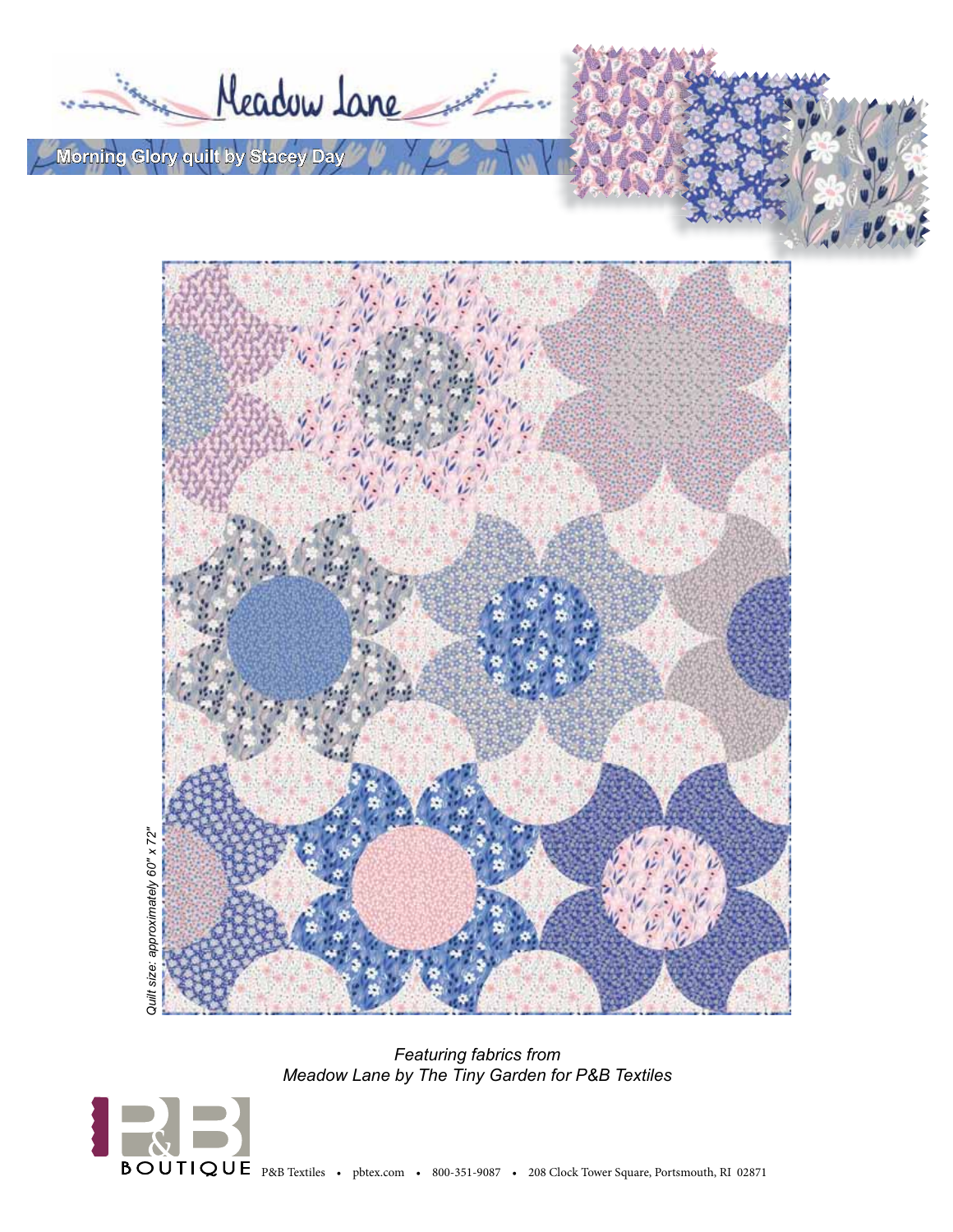# Meadow Lane

## Morning Glory quilt by Stacey Day

*Quilt size: approximately 60" x 72"*

*Featuring fabrics from*
*Meadow Lane by The Tiny Garden for P&B Textiles*

P&B BOUTIQUE P&B Textiles • pbtex.com • 800-351-9087 • 208 Clock Tower Square, Portsmouth, RI 02871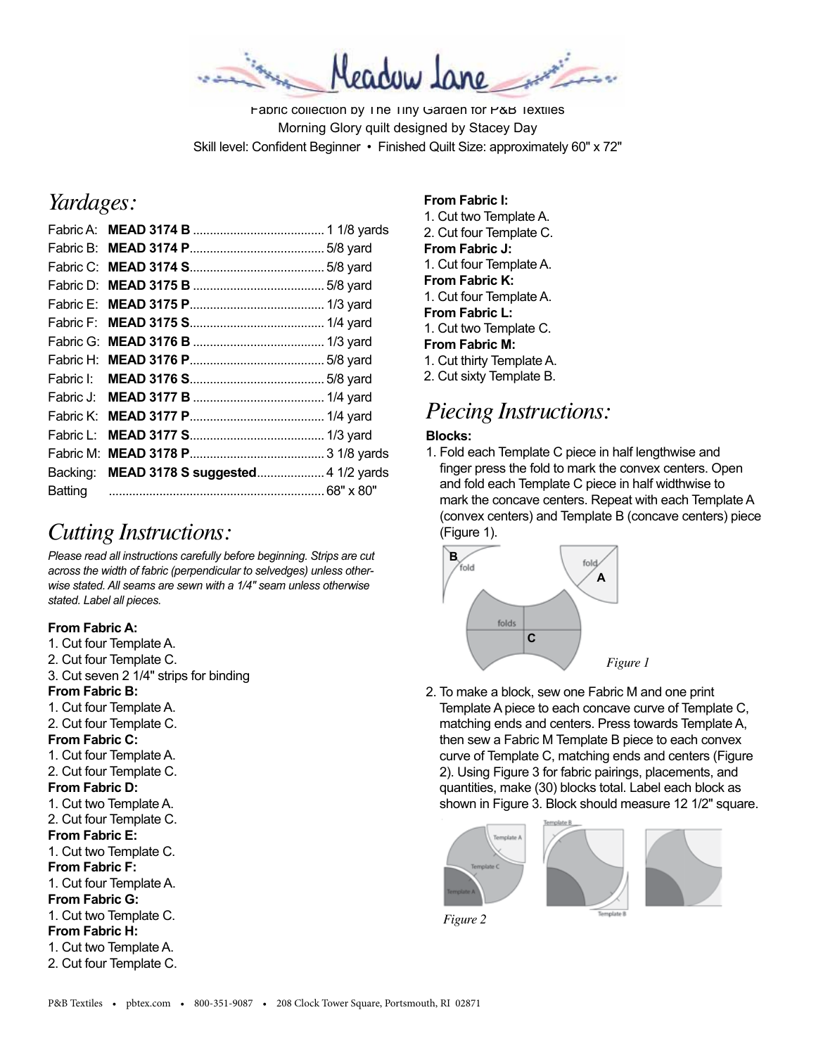Fabric collection by The Tiny Garden for P&B Textiles
Morning Glory quilt designed by Stacey Day
Skill level: Confident Beginner • Finished Quilt Size: approximately 60" x 72"

## Yardages:

| | | |
|---|---|---|
| Fabric A: | **MEAD 3174 B** | 1 1/8 yards |
| Fabric B: | **MEAD 3174 P** | 5/8 yard |
| Fabric C: | **MEAD 3174 S** | 5/8 yard |
| Fabric D: | **MEAD 3175 B** | 5/8 yard |
| Fabric E: | **MEAD 3175 P** | 1/3 yard |
| Fabric F: | **MEAD 3175 S** | 1/4 yard |
| Fabric G: | **MEAD 3176 B** | 1/3 yard |
| Fabric H: | **MEAD 3176 P** | 5/8 yard |
| Fabric I: | **MEAD 3176 S** | 5/8 yard |
| Fabric J: | **MEAD 3177 B** | 1/4 yard |
| Fabric K: | **MEAD 3177 P** | 1/4 yard |
| Fabric L: | **MEAD 3177 S** | 1/3 yard |
| Fabric M: | **MEAD 3178 P** | 3 1/8 yards |
| Backing: | **MEAD 3178 S suggested** | 4 1/2 yards |
| Batting | | 68" x 80" |

## Cutting Instructions:

*Please read all instructions carefully before beginning. Strips are cut across the width of fabric (perpendicular to selvedges) unless otherwise stated. All seams are sewn with a 1/4" seam unless otherwise stated. Label all pieces.*

**From Fabric A:**
1. Cut four Template A.
2. Cut four Template C.
3. Cut seven 2 1/4" strips for binding

**From Fabric B:**
1. Cut four Template A.
2. Cut four Template C.

**From Fabric C:**
1. Cut four Template A.
2. Cut four Template C.

**From Fabric D:**
1. Cut two Template A.
2. Cut four Template C.

**From Fabric E:**
1. Cut two Template C.

**From Fabric F:**
1. Cut four Template A.

**From Fabric G:**
1. Cut two Template C.

**From Fabric H:**
1. Cut two Template A.
2. Cut four Template C.

**From Fabric I:**
1. Cut two Template A.
2. Cut four Template C.

**From Fabric J:**
1. Cut four Template A.

**From Fabric K:**
1. Cut four Template A.

**From Fabric L:**
1. Cut two Template C.

**From Fabric M:**
1. Cut thirty Template A.
2. Cut sixty Template B.

## Piecing Instructions:

**Blocks:**

1. Fold each Template C piece in half lengthwise and finger press the fold to mark the convex centers. Open and fold each Template C piece in half widthwise to mark the concave centers. Repeat with each Template A (convex centers) and Template B (concave centers) piece (Figure 1).

*Figure 1*

2. To make a block, sew one Fabric M and one print Template A piece to each concave curve of Template C, matching ends and centers. Press towards Template A, then sew a Fabric M Template B piece to each convex curve of Template C, matching ends and centers (Figure 2). Using Figure 3 for fabric pairings, placements, and quantities, make (30) blocks total. Label each block as shown in Figure 3. Block should measure 12 1/2" square.

*Figure 2*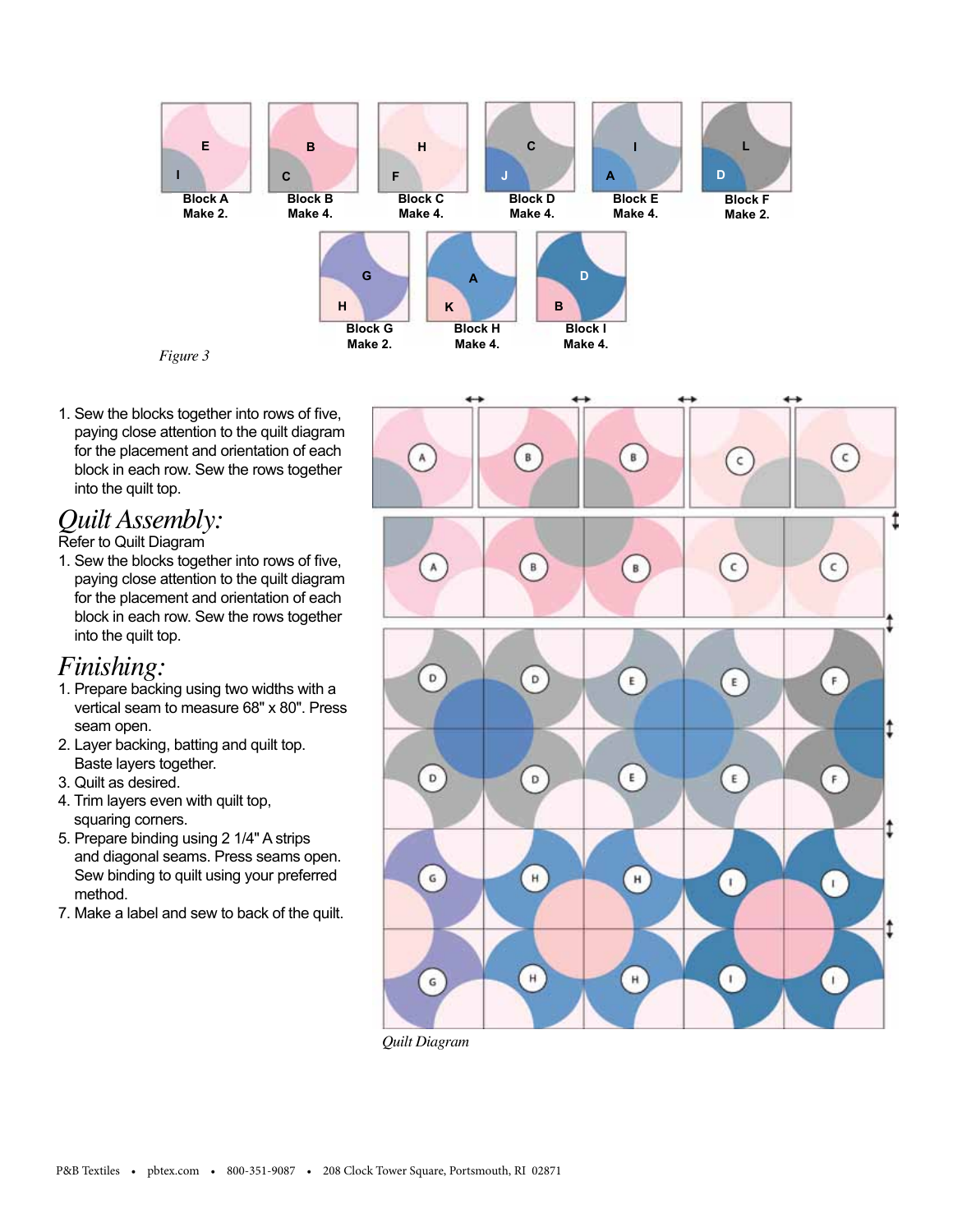Block A
Make 2.

Block B
Make 4.

Block C
Make 4.

Block D
Make 4.

Block E
Make 4.

Block F
Make 2.

Block G
Make 2.

Block H
Make 4.

Block I
Make 4.

*Figure 3*

1. Sew the blocks together into rows of five, paying close attention to the quilt diagram for the placement and orientation of each block in each row. Sew the rows together into the quilt top.

## *Quilt Assembly:*

Refer to Quilt Diagram

1. Sew the blocks together into rows of five, paying close attention to the quilt diagram for the placement and orientation of each block in each row. Sew the rows together into the quilt top.

## *Finishing:*

1. Prepare backing using two widths with a vertical seam to measure 68" x 80". Press seam open.
2. Layer backing, batting and quilt top. Baste layers together.
3. Quilt as desired.
4. Trim layers even with quilt top, squaring corners.
5. Prepare binding using 2 1/4" A strips and diagonal seams. Press seams open. Sew binding to quilt using your preferred method.
7. Make a label and sew to back of the quilt.

*Quilt Diagram*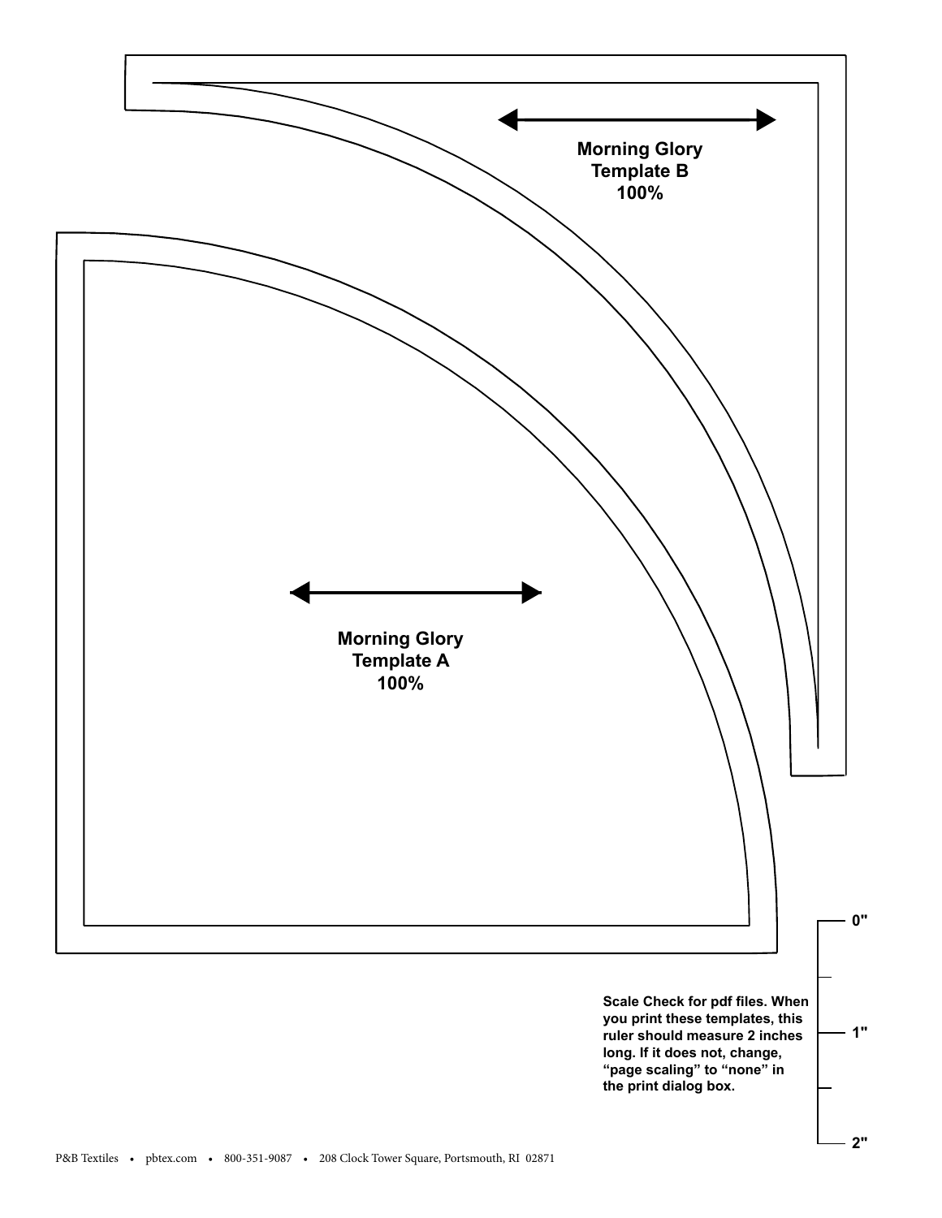**Morning Glory**
**Template B**
**100%**

**Morning Glory**
**Template A**
**100%**

0"

1"

2"

**Scale Check for pdf files. When you print these templates, this ruler should measure 2 inches long. If it does not, change, “page scaling” to “none” in the print dialog box.**

P&B Textiles • pbtex.com • 800-351-9087 • 208 Clock Tower Square, Portsmouth, RI 02871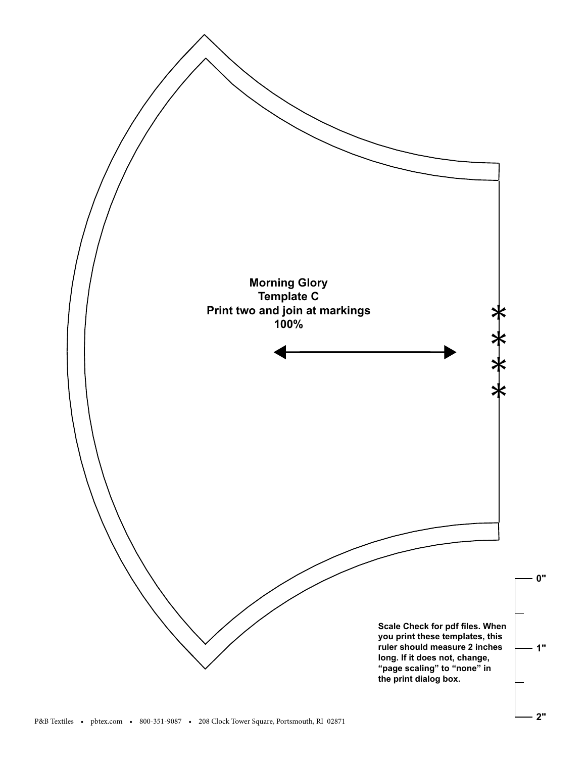**Morning Glory**
**Template C**
**Print two and join at markings**
**100%**

0"

1"

2"

**Scale Check for pdf files. When you print these templates, this ruler should measure 2 inches long. If it does not, change, "page scaling" to "none" in the print dialog box.**

P&B Textiles • pbtex.com • 800-351-9087 • 208 Clock Tower Square, Portsmouth, RI 02871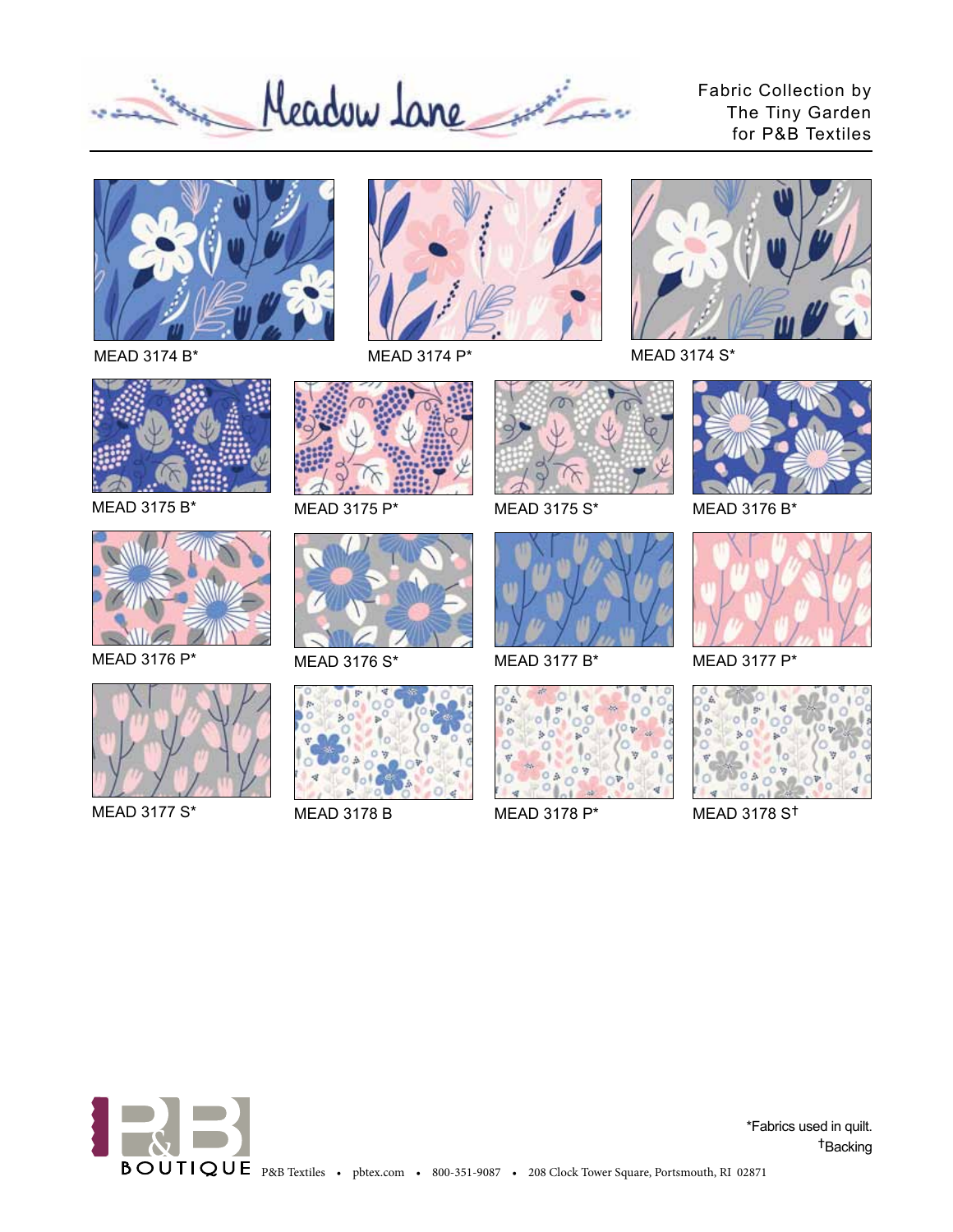# Meadow Lane

Fabric Collection by
The Tiny Garden
for P&B Textiles

MEAD 3174 B*

MEAD 3174 P*

MEAD 3174 S*

MEAD 3175 B*

MEAD 3175 P*

MEAD 3175 S*

MEAD 3176 B*

MEAD 3176 P*

MEAD 3176 S*

MEAD 3177 B*

MEAD 3177 P*

MEAD 3177 S*

MEAD 3178 B

MEAD 3178 P*

MEAD 3178 S†

*Fabrics used in quilt.
†Backing

P&B BOUTIQUE P&B Textiles • pbtex.com • 800-351-9087 • 208 Clock Tower Square, Portsmouth, RI 02871